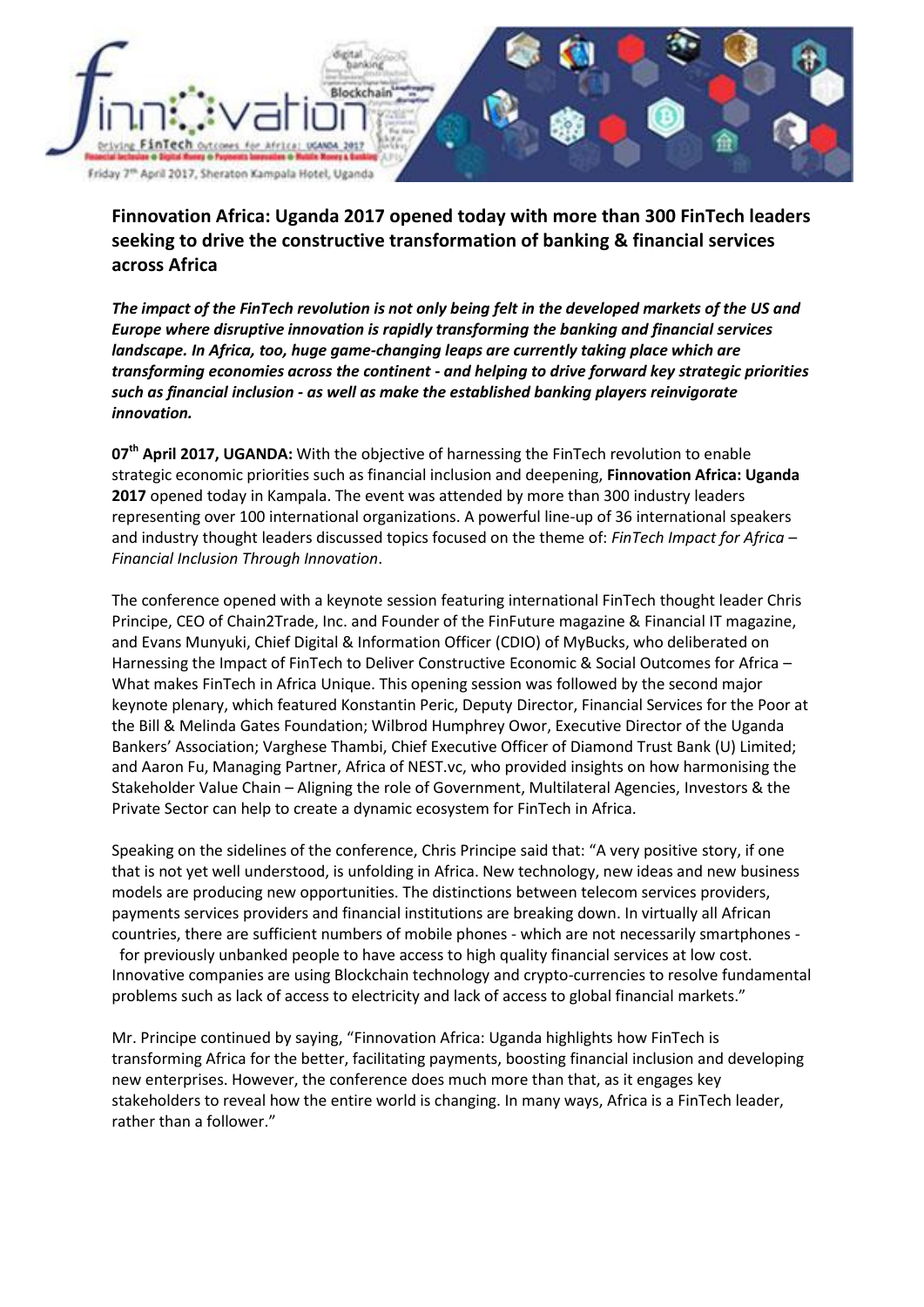**Finnovation Africa: Uganda 2017 opened today with more than 300 FinTech leaders seeking to drive the constructive transformation of banking & financial services across Africa**

***The impact of the FinTech revolution is not only being felt in the developed markets of the US and Europe where disruptive innovation is rapidly transforming the banking and financial services landscape. In Africa, too, huge game-changing leaps are currently taking place which are transforming economies across the continent - and helping to drive forward key strategic priorities such as financial inclusion - as well as make the established banking players reinvigorate innovation.***

**07th April 2017, UGANDA:** With the objective of harnessing the FinTech revolution to enable strategic economic priorities such as financial inclusion and deepening, **Finnovation Africa: Uganda 2017** opened today in Kampala. The event was attended by more than 300 industry leaders representing over 100 international organizations. A powerful line-up of 36 international speakers and industry thought leaders discussed topics focused on the theme of: *FinTech Impact for Africa – Financial Inclusion Through Innovation*.

The conference opened with a keynote session featuring international FinTech thought leader Chris Principe, CEO of Chain2Trade, Inc. and Founder of the FinFuture magazine & Financial IT magazine, and Evans Munyuki, Chief Digital & Information Officer (CDIO) of MyBucks, who deliberated on Harnessing the Impact of FinTech to Deliver Constructive Economic & Social Outcomes for Africa – What makes FinTech in Africa Unique. This opening session was followed by the second major keynote plenary, which featured Konstantin Peric, Deputy Director, Financial Services for the Poor at the Bill & Melinda Gates Foundation; Wilbrod Humphrey Owor, Executive Director of the Uganda Bankers' Association; Varghese Thambi, Chief Executive Officer of Diamond Trust Bank (U) Limited; and Aaron Fu, Managing Partner, Africa of NEST.vc, who provided insights on how harmonising the Stakeholder Value Chain – Aligning the role of Government, Multilateral Agencies, Investors & the Private Sector can help to create a dynamic ecosystem for FinTech in Africa.

Speaking on the sidelines of the conference, Chris Principe said that: "A very positive story, if one that is not yet well understood, is unfolding in Africa. New technology, new ideas and new business models are producing new opportunities. The distinctions between telecom services providers, payments services providers and financial institutions are breaking down. In virtually all African countries, there are sufficient numbers of mobile phones - which are not necessarily smartphones - for previously unbanked people to have access to high quality financial services at low cost. Innovative companies are using Blockchain technology and crypto-currencies to resolve fundamental problems such as lack of access to electricity and lack of access to global financial markets."

Mr. Principe continued by saying, "Finnovation Africa: Uganda highlights how FinTech is transforming Africa for the better, facilitating payments, boosting financial inclusion and developing new enterprises. However, the conference does much more than that, as it engages key stakeholders to reveal how the entire world is changing. In many ways, Africa is a FinTech leader, rather than a follower."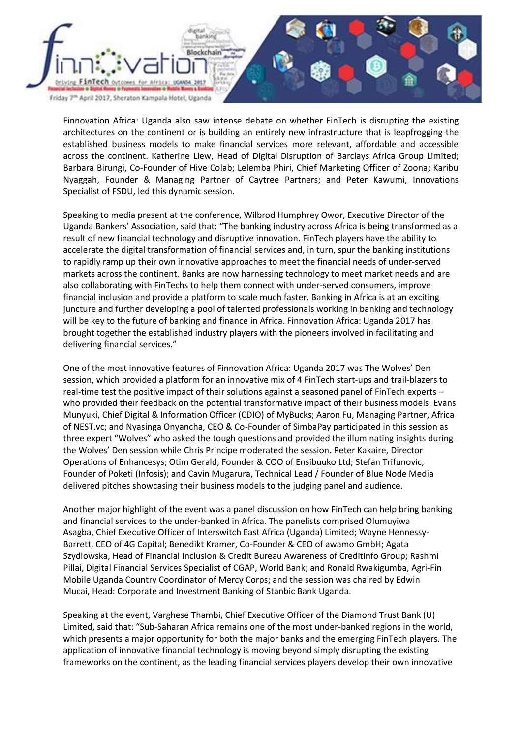Finnovation Africa: Uganda also saw intense debate on whether FinTech is disrupting the existing architectures on the continent or is building an entirely new infrastructure that is leapfrogging the established business models to make financial services more relevant, affordable and accessible across the continent. Katherine Liew, Head of Digital Disruption of Barclays Africa Group Limited; Barbara Birungi, Co-Founder of Hive Colab; Lelemba Phiri, Chief Marketing Officer of Zoona; Karibu Nyaggah, Founder & Managing Partner of Caytree Partners; and Peter Kawumi, Innovations Specialist of FSDU, led this dynamic session.

Speaking to media present at the conference, Wilbrod Humphrey Owor, Executive Director of the Uganda Bankers' Association, said that: "The banking industry across Africa is being transformed as a result of new financial technology and disruptive innovation. FinTech players have the ability to accelerate the digital transformation of financial services and, in turn, spur the banking institutions to rapidly ramp up their own innovative approaches to meet the financial needs of under-served markets across the continent. Banks are now harnessing technology to meet market needs and are also collaborating with FinTechs to help them connect with under-served consumers, improve financial inclusion and provide a platform to scale much faster. Banking in Africa is at an exciting juncture and further developing a pool of talented professionals working in banking and technology will be key to the future of banking and finance in Africa. Finnovation Africa: Uganda 2017 has brought together the established industry players with the pioneers involved in facilitating and delivering financial services."

One of the most innovative features of Finnovation Africa: Uganda 2017 was The Wolves' Den session, which provided a platform for an innovative mix of 4 FinTech start-ups and trail-blazers to real-time test the positive impact of their solutions against a seasoned panel of FinTech experts – who provided their feedback on the potential transformative impact of their business models. Evans Munyuki, Chief Digital & Information Officer (CDIO) of MyBucks; Aaron Fu, Managing Partner, Africa of NEST.vc; and Nyasinga Onyancha, CEO & Co-Founder of SimbaPay participated in this session as three expert "Wolves" who asked the tough questions and provided the illuminating insights during the Wolves' Den session while Chris Principe moderated the session. Peter Kakaire, Director Operations of Enhancesys; Otim Gerald, Founder & COO of Ensibuuko Ltd; Stefan Trifunovic, Founder of Poketi (Infosis); and Cavin Mugarura, Technical Lead / Founder of Blue Node Media delivered pitches showcasing their business models to the judging panel and audience.

Another major highlight of the event was a panel discussion on how FinTech can help bring banking and financial services to the under-banked in Africa. The panelists comprised Olumuyiwa Asagba, Chief Executive Officer of Interswitch East Africa (Uganda) Limited; Wayne Hennessy-Barrett, CEO of 4G Capital; Benedikt Kramer, Co-Founder & CEO of awamo GmbH; Agata Szydlowska, Head of Financial Inclusion & Credit Bureau Awareness of Creditinfo Group; Rashmi Pillai, Digital Financial Services Specialist of CGAP, World Bank; and Ronald Rwakigumba, Agri-Fin Mobile Uganda Country Coordinator of Mercy Corps; and the session was chaired by Edwin Mucai, Head: Corporate and Investment Banking of Stanbic Bank Uganda.

Speaking at the event, Varghese Thambi, Chief Executive Officer of the Diamond Trust Bank (U) Limited, said that: "Sub-Saharan Africa remains one of the most under-banked regions in the world, which presents a major opportunity for both the major banks and the emerging FinTech players. The application of innovative financial technology is moving beyond simply disrupting the existing frameworks on the continent, as the leading financial services players develop their own innovative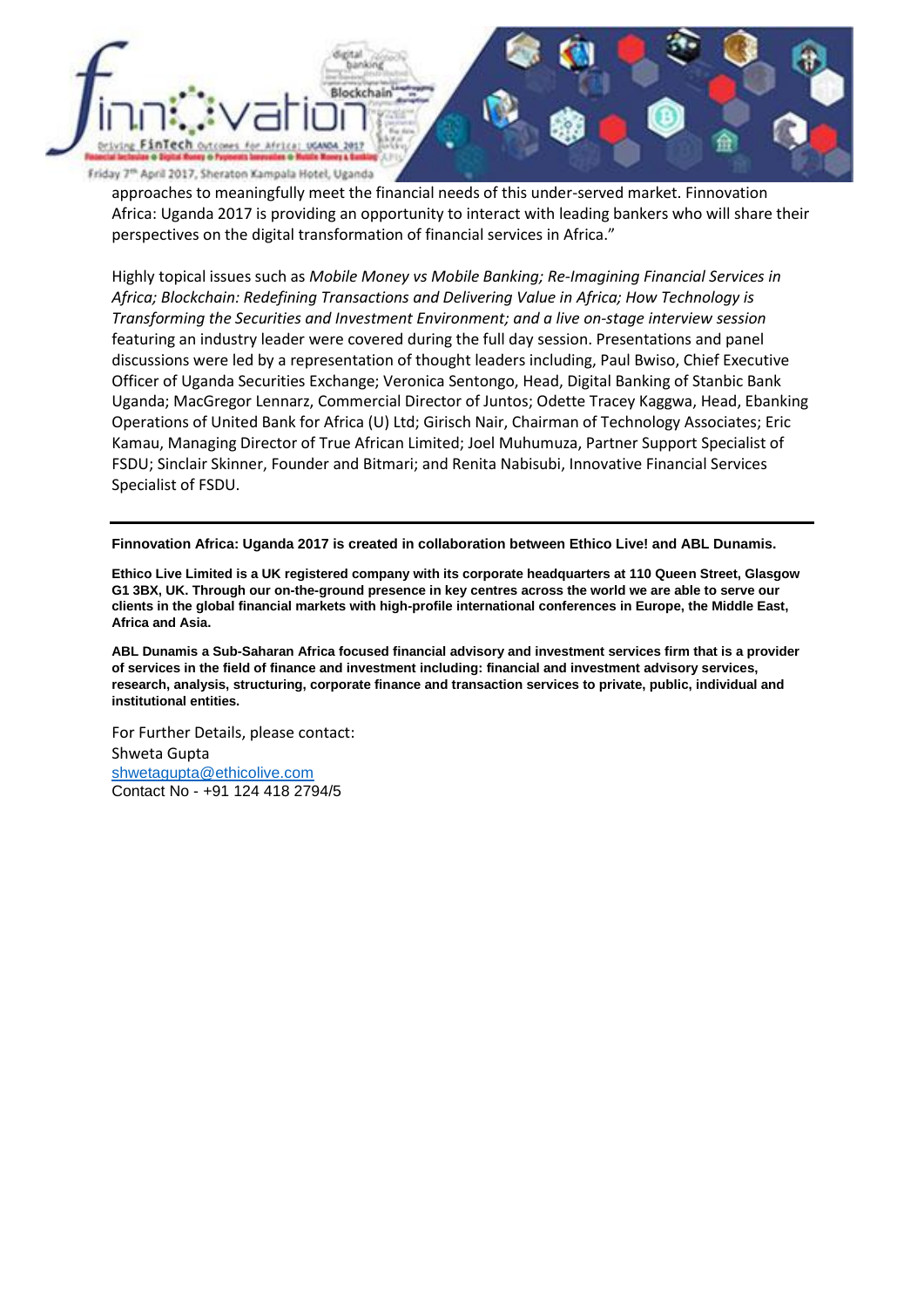approaches to meaningfully meet the financial needs of this under-served market. Finnovation Africa: Uganda 2017 is providing an opportunity to interact with leading bankers who will share their perspectives on the digital transformation of financial services in Africa."

Highly topical issues such as *Mobile Money vs Mobile Banking; Re-Imagining Financial Services in Africa; Blockchain: Redefining Transactions and Delivering Value in Africa; How Technology is Transforming the Securities and Investment Environment; and a live on-stage interview session* featuring an industry leader were covered during the full day session. Presentations and panel discussions were led by a representation of thought leaders including, Paul Bwiso, Chief Executive Officer of Uganda Securities Exchange; Veronica Sentongo, Head, Digital Banking of Stanbic Bank Uganda; MacGregor Lennarz, Commercial Director of Juntos; Odette Tracey Kaggwa, Head, Ebanking Operations of United Bank for Africa (U) Ltd; Girisch Nair, Chairman of Technology Associates; Eric Kamau, Managing Director of True African Limited; Joel Muhumuza, Partner Support Specialist of FSDU; Sinclair Skinner, Founder and Bitmari; and Renita Nabisubi, Innovative Financial Services Specialist of FSDU.

---

**Finnovation Africa: Uganda 2017 is created in collaboration between Ethico Live! and ABL Dunamis.**

**Ethico Live Limited is a UK registered company with its corporate headquarters at 110 Queen Street, Glasgow G1 3BX, UK. Through our on-the-ground presence in key centres across the world we are able to serve our clients in the global financial markets with high-profile international conferences in Europe, the Middle East, Africa and Asia.**

**ABL Dunamis a Sub-Saharan Africa focused financial advisory and investment services firm that is a provider of services in the field of finance and investment including: financial and investment advisory services, research, analysis, structuring, corporate finance and transaction services to private, public, individual and institutional entities.**

For Further Details, please contact:
Shweta Gupta
shwetagupta@ethicolive.com
Contact No - +91 124 418 2794/5